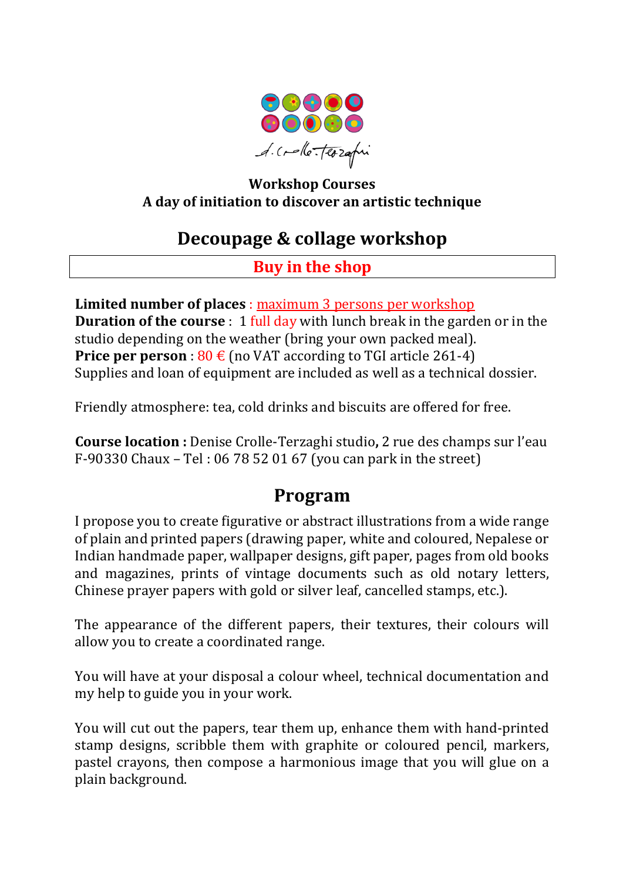**Workshop Courses**
**A day of initiation to discover an artistic technique**

# Decoupage & collage workshop

**Buy in the shop**

**Limited number of places** : maximum 3 persons per workshop
**Duration of the course** : 1 full day with lunch break in the garden or in the studio depending on the weather (bring your own packed meal).
**Price per person** : 80 € (no VAT according to TGI article 261-4)
Supplies and loan of equipment are included as well as a technical dossier.

Friendly atmosphere: tea, cold drinks and biscuits are offered for free.

**Course location :** Denise Crolle-Terzaghi studio**,** 2 rue des champs sur l'eau F-90330 Chaux – Tel : 06 78 52 01 67 (you can park in the street)

## Program

I propose you to create figurative or abstract illustrations from a wide range of plain and printed papers (drawing paper, white and coloured, Nepalese or Indian handmade paper, wallpaper designs, gift paper, pages from old books and magazines, prints of vintage documents such as old notary letters, Chinese prayer papers with gold or silver leaf, cancelled stamps, etc.).

The appearance of the different papers, their textures, their colours will allow you to create a coordinated range.

You will have at your disposal a colour wheel, technical documentation and my help to guide you in your work.

You will cut out the papers, tear them up, enhance them with hand-printed stamp designs, scribble them with graphite or coloured pencil, markers, pastel crayons, then compose a harmonious image that you will glue on a plain background.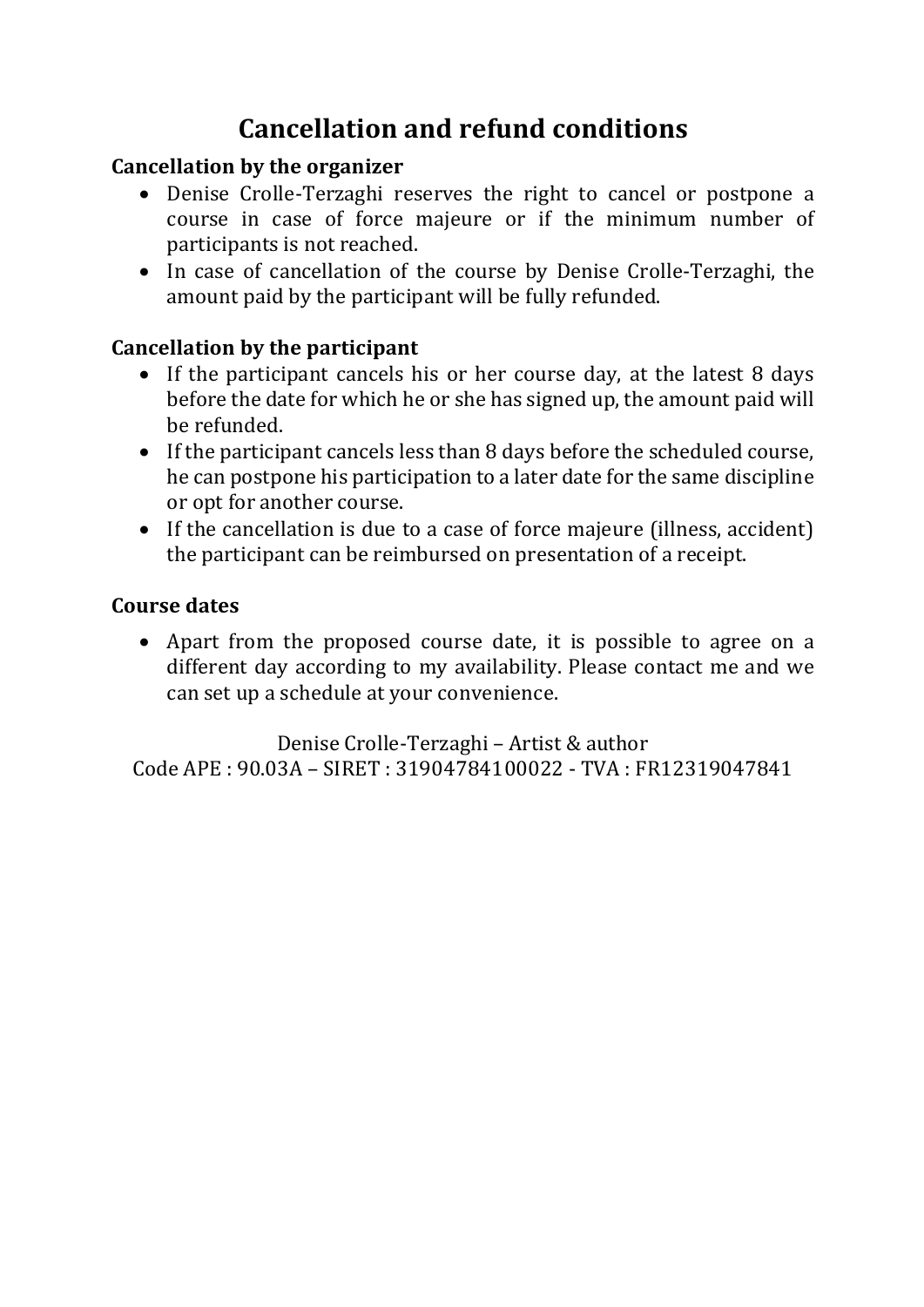# Cancellation and refund conditions

**Cancellation by the organizer**

- Denise Crolle-Terzaghi reserves the right to cancel or postpone a course in case of force majeure or if the minimum number of participants is not reached.
- In case of cancellation of the course by Denise Crolle-Terzaghi, the amount paid by the participant will be fully refunded.

**Cancellation by the participant**

- If the participant cancels his or her course day, at the latest 8 days before the date for which he or she has signed up, the amount paid will be refunded.
- If the participant cancels less than 8 days before the scheduled course, he can postpone his participation to a later date for the same discipline or opt for another course.
- If the cancellation is due to a case of force majeure (illness, accident) the participant can be reimbursed on presentation of a receipt.

**Course dates**

- Apart from the proposed course date, it is possible to agree on a different day according to my availability. Please contact me and we can set up a schedule at your convenience.

Denise Crolle-Terzaghi – Artist & author
Code APE : 90.03A – SIRET : 31904784100022 - TVA : FR12319047841